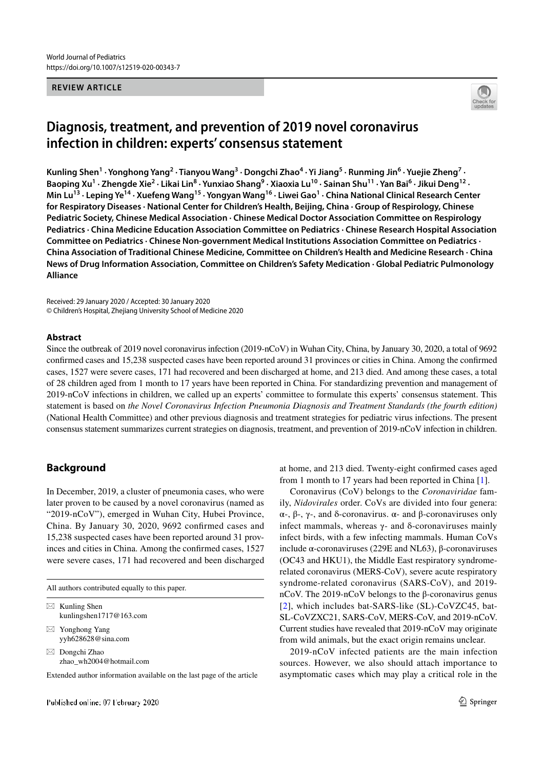World Journal of Pediatrics
https://doi.org/10.1007/s12519-020-00343-7

**REVIEW ARTICLE**

# Diagnosis, treatment, and prevention of 2019 novel coronavirus infection in children: experts' consensus statement

**Kunling Shen[1] · Yonghong Yang[2] · Tianyou Wang[3] · Dongchi Zhao[4] · Yi Jiang[5] · Runming Jin[6] · Yuejie Zheng[7] · Baoping Xu[1] · Zhengde Xie[2] · Likai Lin[8] · Yunxiao Shang[9] · Xiaoxia Lu[10] · Sainan Shu[11] · Yan Bai[6] · Jikui Deng[12] · Min Lu[13] · Leping Ye[14] · Xuefeng Wang[15] · Yongyan Wang[16] · Liwei Gao[1] · China National Clinical Research Center for Respiratory Diseases · National Center for Children's Health, Beijing, China · Group of Respirology, Chinese Pediatric Society, Chinese Medical Association · Chinese Medical Doctor Association Committee on Respirology Pediatrics · China Medicine Education Association Committee on Pediatrics · Chinese Research Hospital Association Committee on Pediatrics · Chinese Non-government Medical Institutions Association Committee on Pediatrics · China Association of Traditional Chinese Medicine, Committee on Children's Health and Medicine Research · China News of Drug Information Association, Committee on Children's Safety Medication · Global Pediatric Pulmonology Alliance**

Received: 29 January 2020 / Accepted: 30 January 2020
© Children's Hospital, Zhejiang University School of Medicine 2020

## Abstract

Since the outbreak of 2019 novel coronavirus infection (2019-nCoV) in Wuhan City, China, by January 30, 2020, a total of 9692 confirmed cases and 15,238 suspected cases have been reported around 31 provinces or cities in China. Among the confirmed cases, 1527 were severe cases, 171 had recovered and been discharged at home, and 213 died. And among these cases, a total of 28 children aged from 1 month to 17 years have been reported in China. For standardizing prevention and management of 2019-nCoV infections in children, we called up an experts' committee to formulate this experts' consensus statement. This statement is based on *the Novel Coronavirus Infection Pneumonia Diagnosis and Treatment Standards (the fourth edition)* (National Health Committee) and other previous diagnosis and treatment strategies for pediatric virus infections. The present consensus statement summarizes current strategies on diagnosis, treatment, and prevention of 2019-nCoV infection in children.

## Background

In December, 2019, a cluster of pneumonia cases, who were later proven to be caused by a novel coronavirus (named as "2019-nCoV"), emerged in Wuhan City, Hubei Province, China. By January 30, 2020, 9692 confirmed cases and 15,238 suspected cases have been reported around 31 provinces and cities in China. Among the confirmed cases, 1527 were severe cases, 171 had recovered and been discharged at home, and 213 died. Twenty-eight confirmed cases aged from 1 month to 17 years had been reported in China [1].

Coronavirus (CoV) belongs to the *Coronaviridae* family, *Nidovirales* order. CoVs are divided into four genera: α-, β-, γ-, and δ-coronavirus. α- and β-coronaviruses only infect mammals, whereas γ- and δ-coronaviruses mainly infect birds, with a few infecting mammals. Human CoVs include α-coronaviruses (229E and NL63), β-coronaviruses (OC43 and HKU1), the Middle East respiratory syndrome-related coronavirus (MERS-CoV), severe acute respiratory syndrome-related coronavirus (SARS-CoV), and 2019-nCoV. The 2019-nCoV belongs to the β-coronavirus genus [2], which includes bat-SARS-like (SL)-CoVZC45, bat-SL-CoVZXC21, SARS-CoV, MERS-CoV, and 2019-nCoV. Current studies have revealed that 2019-nCoV may originate from wild animals, but the exact origin remains unclear.

2019-nCoV infected patients are the main infection sources. However, we also should attach importance to asymptomatic cases which may play a critical role in the

All authors contributed equally to this paper.

✉ Kunling Shen
kunlingshen1717@163.com

✉ Yonghong Yang
yyh628628@sina.com

✉ Dongchi Zhao
zhao_wh2004@hotmail.com

Extended author information available on the last page of the article

Published online: 07 February 2020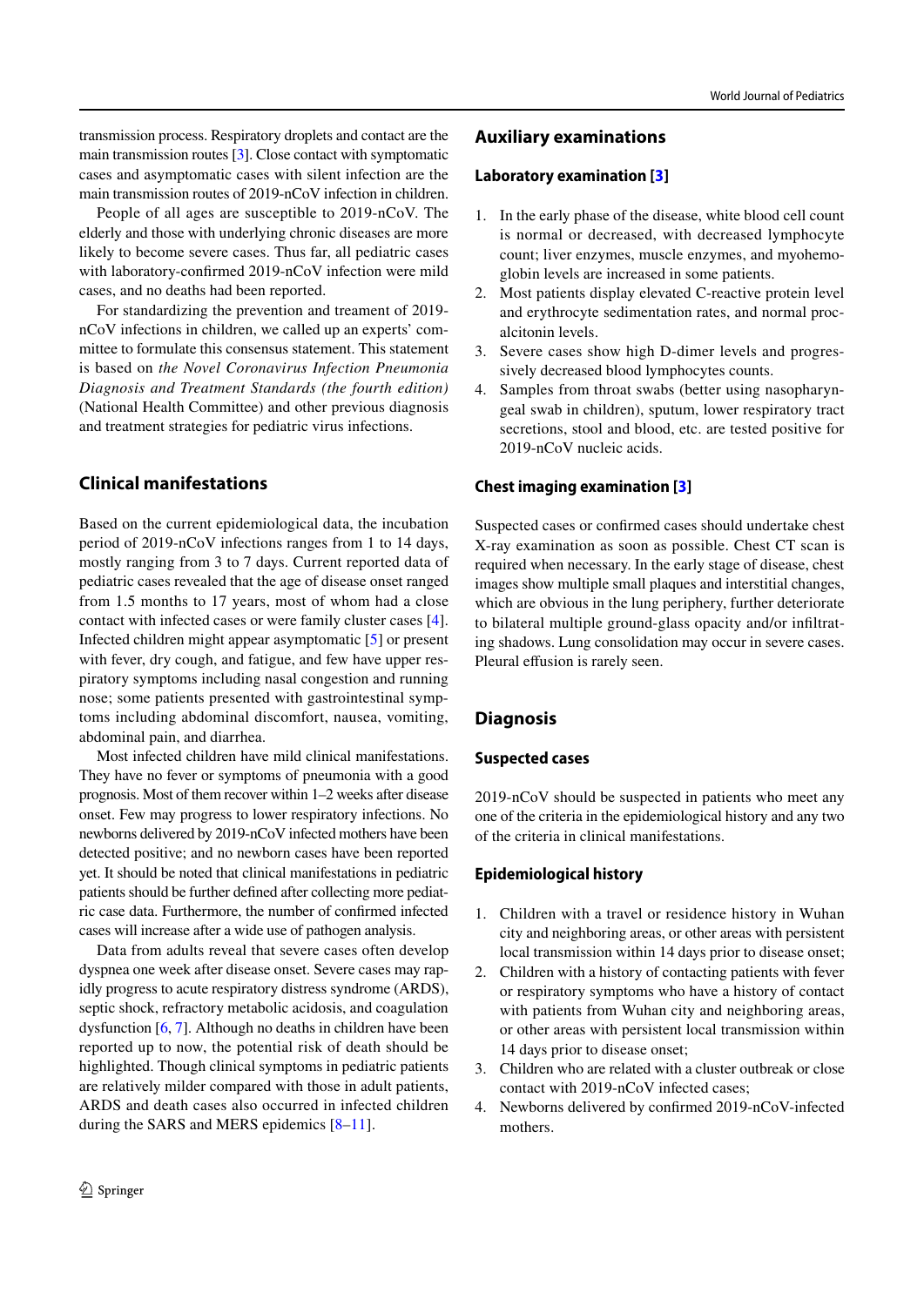transmission process. Respiratory droplets and contact are the main transmission routes [3]. Close contact with symptomatic cases and asymptomatic cases with silent infection are the main transmission routes of 2019-nCoV infection in children.

People of all ages are susceptible to 2019-nCoV. The elderly and those with underlying chronic diseases are more likely to become severe cases. Thus far, all pediatric cases with laboratory-confirmed 2019-nCoV infection were mild cases, and no deaths had been reported.

For standardizing the prevention and treament of 2019-nCoV infections in children, we called up an experts' committee to formulate this consensus statement. This statement is based on *the Novel Coronavirus Infection Pneumonia Diagnosis and Treatment Standards (the fourth edition)* (National Health Committee) and other previous diagnosis and treatment strategies for pediatric virus infections.

## Clinical manifestations

Based on the current epidemiological data, the incubation period of 2019-nCoV infections ranges from 1 to 14 days, mostly ranging from 3 to 7 days. Current reported data of pediatric cases revealed that the age of disease onset ranged from 1.5 months to 17 years, most of whom had a close contact with infected cases or were family cluster cases [4]. Infected children might appear asymptomatic [5] or present with fever, dry cough, and fatigue, and few have upper respiratory symptoms including nasal congestion and running nose; some patients presented with gastrointestinal symptoms including abdominal discomfort, nausea, vomiting, abdominal pain, and diarrhea.

Most infected children have mild clinical manifestations. They have no fever or symptoms of pneumonia with a good prognosis. Most of them recover within 1–2 weeks after disease onset. Few may progress to lower respiratory infections. No newborns delivered by 2019-nCoV infected mothers have been detected positive; and no newborn cases have been reported yet. It should be noted that clinical manifestations in pediatric patients should be further defined after collecting more pediatric case data. Furthermore, the number of confirmed infected cases will increase after a wide use of pathogen analysis.

Data from adults reveal that severe cases often develop dyspnea one week after disease onset. Severe cases may rapidly progress to acute respiratory distress syndrome (ARDS), septic shock, refractory metabolic acidosis, and coagulation dysfunction [6, 7]. Although no deaths in children have been reported up to now, the potential risk of death should be highlighted. Though clinical symptoms in pediatric patients are relatively milder compared with those in adult patients, ARDS and death cases also occurred in infected children during the SARS and MERS epidemics [8–11].

## Auxiliary examinations

### Laboratory examination [3]

1. In the early phase of the disease, white blood cell count is normal or decreased, with decreased lymphocyte count; liver enzymes, muscle enzymes, and myohemoglobin levels are increased in some patients.
2. Most patients display elevated C-reactive protein level and erythrocyte sedimentation rates, and normal procalcitonin levels.
3. Severe cases show high D-dimer levels and progressively decreased blood lymphocytes counts.
4. Samples from throat swabs (better using nasopharyngeal swab in children), sputum, lower respiratory tract secretions, stool and blood, etc. are tested positive for 2019-nCoV nucleic acids.

### Chest imaging examination [3]

Suspected cases or confirmed cases should undertake chest X-ray examination as soon as possible. Chest CT scan is required when necessary. In the early stage of disease, chest images show multiple small plaques and interstitial changes, which are obvious in the lung periphery, further deteriorate to bilateral multiple ground-glass opacity and/or infiltrating shadows. Lung consolidation may occur in severe cases. Pleural effusion is rarely seen.

## Diagnosis

### Suspected cases

2019-nCoV should be suspected in patients who meet any one of the criteria in the epidemiological history and any two of the criteria in clinical manifestations.

### Epidemiological history

1. Children with a travel or residence history in Wuhan city and neighboring areas, or other areas with persistent local transmission within 14 days prior to disease onset;
2. Children with a history of contacting patients with fever or respiratory symptoms who have a history of contact with patients from Wuhan city and neighboring areas, or other areas with persistent local transmission within 14 days prior to disease onset;
3. Children who are related with a cluster outbreak or close contact with 2019-nCoV infected cases;
4. Newborns delivered by confirmed 2019-nCoV-infected mothers.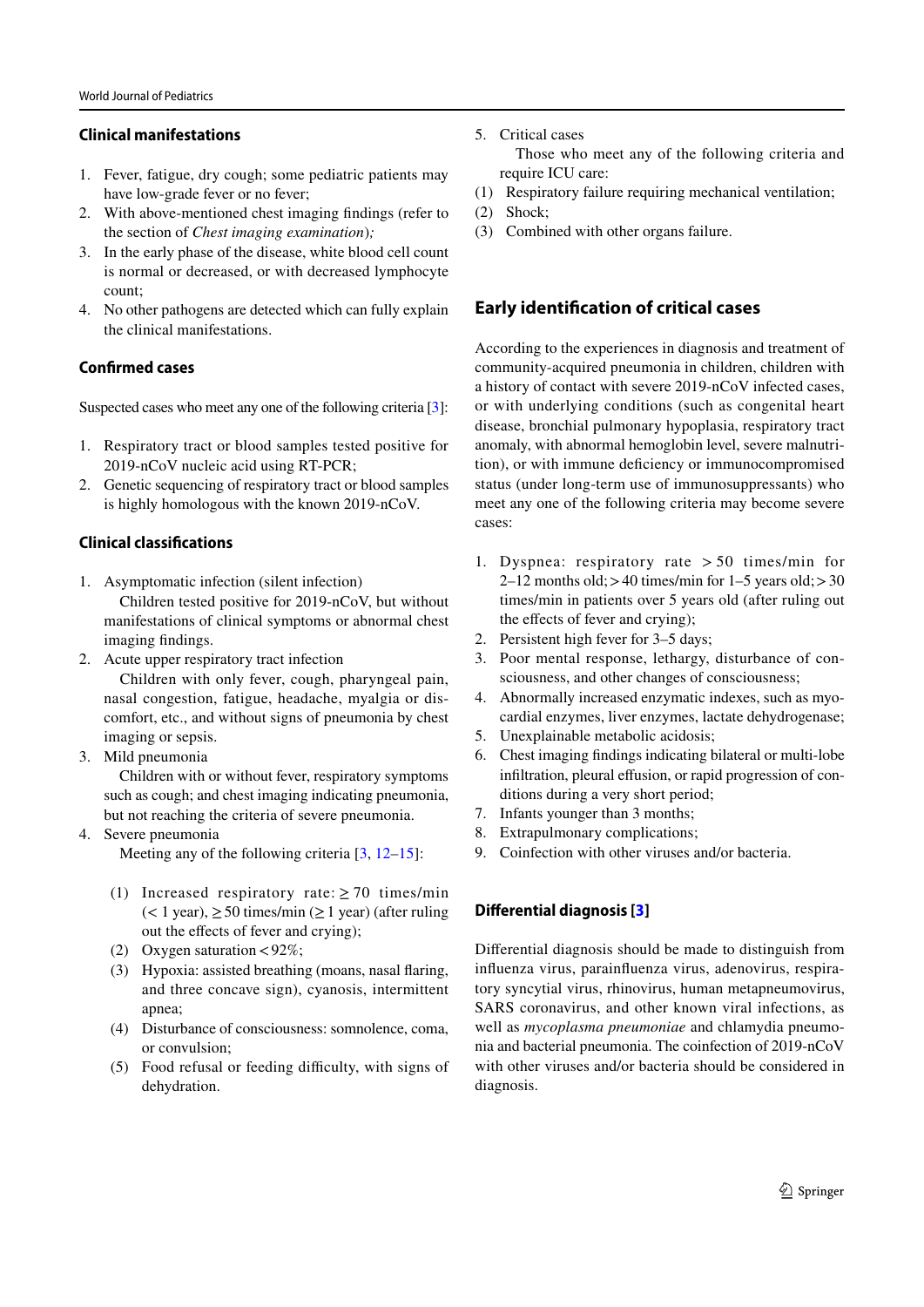### Clinical manifestations

1. Fever, fatigue, dry cough; some pediatric patients may have low-grade fever or no fever;
2. With above-mentioned chest imaging findings (refer to the section of *Chest imaging examination*)*;*
3. In the early phase of the disease, white blood cell count is normal or decreased, or with decreased lymphocyte count;
4. No other pathogens are detected which can fully explain the clinical manifestations.

### Confirmed cases

Suspected cases who meet any one of the following criteria [3]:

1. Respiratory tract or blood samples tested positive for 2019-nCoV nucleic acid using RT-PCR;
2. Genetic sequencing of respiratory tract or blood samples is highly homologous with the known 2019-nCoV.

### Clinical classifications

1. Asymptomatic infection (silent infection)

   Children tested positive for 2019-nCoV, but without manifestations of clinical symptoms or abnormal chest imaging findings.
2. Acute upper respiratory tract infection

   Children with only fever, cough, pharyngeal pain, nasal congestion, fatigue, headache, myalgia or discomfort, etc., and without signs of pneumonia by chest imaging or sepsis.
3. Mild pneumonia

   Children with or without fever, respiratory symptoms such as cough; and chest imaging indicating pneumonia, but not reaching the criteria of severe pneumonia.
4. Severe pneumonia

   Meeting any of the following criteria [3, 12–15]:

   (1) Increased respiratory rate: $\geq 70$ times/min ($< 1$ year), $\geq 50$ times/min ($\geq 1$ year) (after ruling out the effects of fever and crying);
   (2) Oxygen saturation $< 92\%$;
   (3) Hypoxia: assisted breathing (moans, nasal flaring, and three concave sign), cyanosis, intermittent apnea;
   (4) Disturbance of consciousness: somnolence, coma, or convulsion;
   (5) Food refusal or feeding difficulty, with signs of dehydration.
5. Critical cases

   Those who meet any of the following criteria and require ICU care:

   (1) Respiratory failure requiring mechanical ventilation;
   (2) Shock;
   (3) Combined with other organs failure.

## Early identification of critical cases

According to the experiences in diagnosis and treatment of community-acquired pneumonia in children, children with a history of contact with severe 2019-nCoV infected cases, or with underlying conditions (such as congenital heart disease, bronchial pulmonary hypoplasia, respiratory tract anomaly, with abnormal hemoglobin level, severe malnutrition), or with immune deficiency or immunocompromised status (under long-term use of immunosuppressants) who meet any one of the following criteria may become severe cases:

1. Dyspnea: respiratory rate $> 50$ times/min for 2–12 months old; $> 40$ times/min for 1–5 years old; $> 30$ times/min in patients over 5 years old (after ruling out the effects of fever and crying);
2. Persistent high fever for 3–5 days;
3. Poor mental response, lethargy, disturbance of consciousness, and other changes of consciousness;
4. Abnormally increased enzymatic indexes, such as myocardial enzymes, liver enzymes, lactate dehydrogenase;
5. Unexplainable metabolic acidosis;
6. Chest imaging findings indicating bilateral or multi-lobe infiltration, pleural effusion, or rapid progression of conditions during a very short period;
7. Infants younger than 3 months;
8. Extrapulmonary complications;
9. Coinfection with other viruses and/or bacteria.

### Differential diagnosis [3]

Differential diagnosis should be made to distinguish from influenza virus, parainfluenza virus, adenovirus, respiratory syncytial virus, rhinovirus, human metapneumovirus, SARS coronavirus, and other known viral infections, as well as *mycoplasma pneumoniae* and chlamydia pneumonia and bacterial pneumonia. The coinfection of 2019-nCoV with other viruses and/or bacteria should be considered in diagnosis.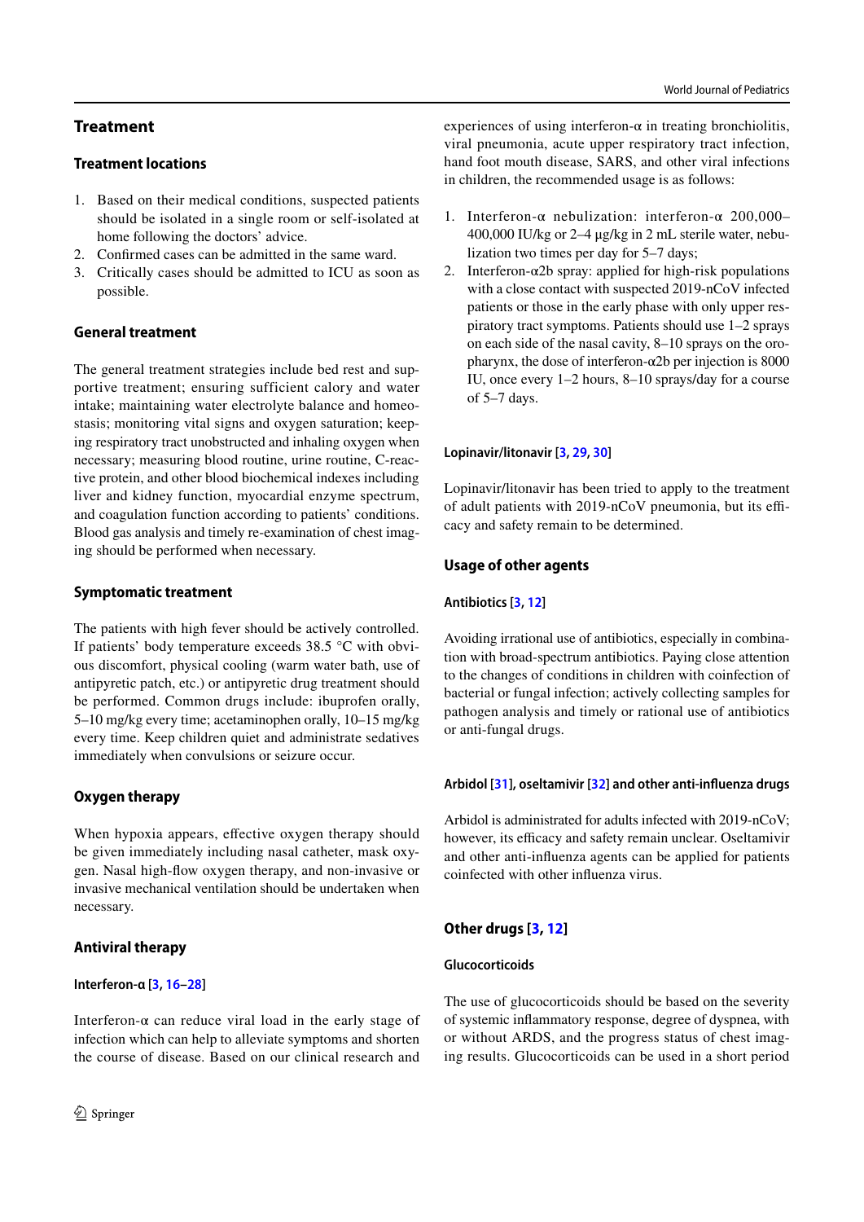## Treatment

### Treatment locations

1. Based on their medical conditions, suspected patients should be isolated in a single room or self-isolated at home following the doctors' advice.
2. Confirmed cases can be admitted in the same ward.
3. Critically cases should be admitted to ICU as soon as possible.

### General treatment

The general treatment strategies include bed rest and supportive treatment; ensuring sufficient calory and water intake; maintaining water electrolyte balance and homeostasis; monitoring vital signs and oxygen saturation; keeping respiratory tract unobstructed and inhaling oxygen when necessary; measuring blood routine, urine routine, C-reactive protein, and other blood biochemical indexes including liver and kidney function, myocardial enzyme spectrum, and coagulation function according to patients' conditions. Blood gas analysis and timely re-examination of chest imaging should be performed when necessary.

### Symptomatic treatment

The patients with high fever should be actively controlled. If patients' body temperature exceeds 38.5 °C with obvious discomfort, physical cooling (warm water bath, use of antipyretic patch, etc.) or antipyretic drug treatment should be performed. Common drugs include: ibuprofen orally, 5–10 mg/kg every time; acetaminophen orally, 10–15 mg/kg every time. Keep children quiet and administrate sedatives immediately when convulsions or seizure occur.

### Oxygen therapy

When hypoxia appears, effective oxygen therapy should be given immediately including nasal catheter, mask oxygen. Nasal high-flow oxygen therapy, and non-invasive or invasive mechanical ventilation should be undertaken when necessary.

### Antiviral therapy

#### Interferon-α [3, 16–28]

Interferon-α can reduce viral load in the early stage of infection which can help to alleviate symptoms and shorten the course of disease. Based on our clinical research and experiences of using interferon-α in treating bronchiolitis, viral pneumonia, acute upper respiratory tract infection, hand foot mouth disease, SARS, and other viral infections in children, the recommended usage is as follows:

1. Interferon-α nebulization: interferon-α 200,000–400,000 IU/kg or 2–4 μg/kg in 2 mL sterile water, nebulization two times per day for 5–7 days;
2. Interferon-α2b spray: applied for high-risk populations with a close contact with suspected 2019-nCoV infected patients or those in the early phase with only upper respiratory tract symptoms. Patients should use 1–2 sprays on each side of the nasal cavity, 8–10 sprays on the oropharynx, the dose of interferon-α2b per injection is 8000 IU, once every 1–2 hours, 8–10 sprays/day for a course of 5–7 days.

#### Lopinavir/litonavir [3, 29, 30]

Lopinavir/litonavir has been tried to apply to the treatment of adult patients with 2019-nCoV pneumonia, but its efficacy and safety remain to be determined.

### Usage of other agents

#### Antibiotics [3, 12]

Avoiding irrational use of antibiotics, especially in combination with broad-spectrum antibiotics. Paying close attention to the changes of conditions in children with coinfection of bacterial or fungal infection; actively collecting samples for pathogen analysis and timely or rational use of antibiotics or anti-fungal drugs.

#### Arbidol [31], oseltamivir [32] and other anti-influenza drugs

Arbidol is administrated for adults infected with 2019-nCoV; however, its efficacy and safety remain unclear. Oseltamivir and other anti-influenza agents can be applied for patients coinfected with other influenza virus.

### Other drugs [3, 12]

#### Glucocorticoids

The use of glucocorticoids should be based on the severity of systemic inflammatory response, degree of dyspnea, with or without ARDS, and the progress status of chest imaging results. Glucocorticoids can be used in a short period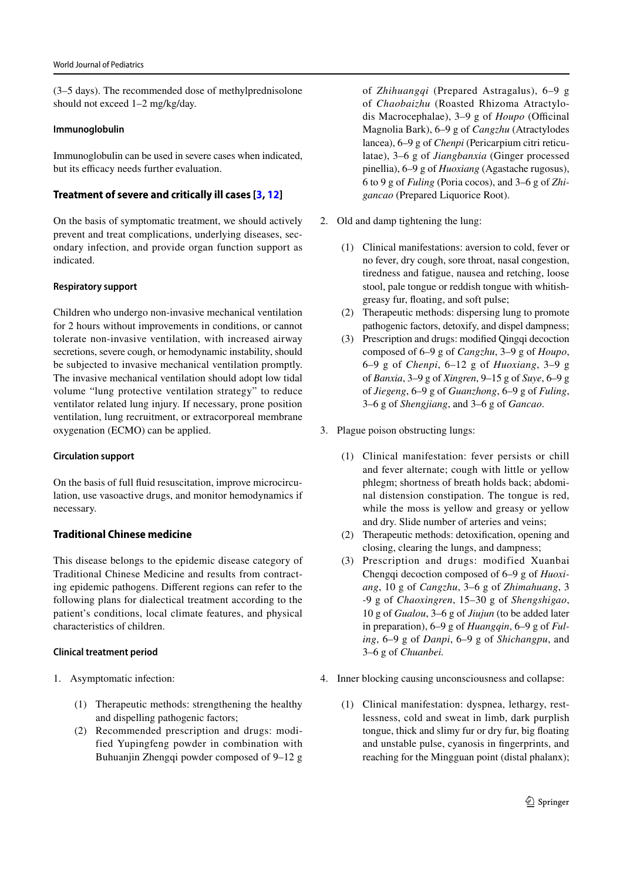(3–5 days). The recommended dose of methylprednisolone should not exceed 1–2 mg/kg/day.

#### Immunoglobulin

Immunoglobulin can be used in severe cases when indicated, but its efficacy needs further evaluation.

### Treatment of severe and critically ill cases [3, 12]

On the basis of symptomatic treatment, we should actively prevent and treat complications, underlying diseases, secondary infection, and provide organ function support as indicated.

#### Respiratory support

Children who undergo non-invasive mechanical ventilation for 2 hours without improvements in conditions, or cannot tolerate non-invasive ventilation, with increased airway secretions, severe cough, or hemodynamic instability, should be subjected to invasive mechanical ventilation promptly. The invasive mechanical ventilation should adopt low tidal volume "lung protective ventilation strategy" to reduce ventilator related lung injury. If necessary, prone position ventilation, lung recruitment, or extracorporeal membrane oxygenation (ECMO) can be applied.

#### Circulation support

On the basis of full fluid resuscitation, improve microcirculation, use vasoactive drugs, and monitor hemodynamics if necessary.

### Traditional Chinese medicine

This disease belongs to the epidemic disease category of Traditional Chinese Medicine and results from contracting epidemic pathogens. Different regions can refer to the following plans for dialectical treatment according to the patient's conditions, local climate features, and physical characteristics of children.

#### Clinical treatment period

1. Asymptomatic infection:
   (1) Therapeutic methods: strengthening the healthy and dispelling pathogenic factors;
   (2) Recommended prescription and drugs: modified Yupingfeng powder in combination with Buhuanjin Zhengqi powder composed of 9–12 g of *Zhihuangqi* (Prepared Astragalus), 6–9 g of *Chaobaizhu* (Roasted Rhizoma Atractylodis Macrocephalae), 3–9 g of *Houpo* (Officinal Magnolia Bark), 6–9 g of *Cangzhu* (Atractylodes lancea), 6–9 g of *Chenpi* (Pericarpium citri reticulatae), 3–6 g of *Jiangbanxia* (Ginger processed pinellia), 6–9 g of *Huoxiang* (Agastache rugosus), 6 to 9 g of *Fuling* (Poria cocos), and 3–6 g of *Zhigancao* (Prepared Liquorice Root).

2. Old and damp tightening the lung:
   (1) Clinical manifestations: aversion to cold, fever or no fever, dry cough, sore throat, nasal congestion, tiredness and fatigue, nausea and retching, loose stool, pale tongue or reddish tongue with whitish-greasy fur, floating, and soft pulse;
   (2) Therapeutic methods: dispersing lung to promote pathogenic factors, detoxify, and dispel dampness;
   (3) Prescription and drugs: modified Qingqi decoction composed of 6–9 g of *Cangzhu*, 3–9 g of *Houpo*, 6–9 g of *Chenpi*, 6–12 g of *Huoxiang*, 3–9 g of *Banxia*, 3–9 g of *Xingren*, 9–15 g of *Suye*, 6–9 g of *Jiegeng*, 6–9 g of *Guanzhong*, 6–9 g of *Fuling*, 3–6 g of *Shengjiang*, and 3–6 g of *Gancao*.

3. Plague poison obstructing lungs:
   (1) Clinical manifestation: fever persists or chill and fever alternate; cough with little or yellow phlegm; shortness of breath holds back; abdominal distension constipation. The tongue is red, while the moss is yellow and greasy or yellow and dry. Slide number of arteries and veins;
   (2) Therapeutic methods: detoxification, opening and closing, clearing the lungs, and dampness;
   (3) Prescription and drugs: modified Xuanbai Chengqi decoction composed of 6–9 g of *Huoxiang*, 10 g of *Cangzhu*, 3–6 g of *Zhimahuang*, 3 -9 g of *Chaoxingren*, 15–30 g of *Shengshigao*, 10 g of *Gualou*, 3–6 g of *Jiujun* (to be added later in preparation), 6–9 g of *Huangqin*, 6–9 g of *Fuling*, 6–9 g of *Danpi*, 6–9 g of *Shichangpu*, and 3–6 g of *Chuanbei*.

4. Inner blocking causing unconsciousness and collapse:
   (1) Clinical manifestation: dyspnea, lethargy, restlessness, cold and sweat in limb, dark purplish tongue, thick and slimy fur or dry fur, big floating and unstable pulse, cyanosis in fingerprints, and reaching for the Mingguan point (distal phalanx);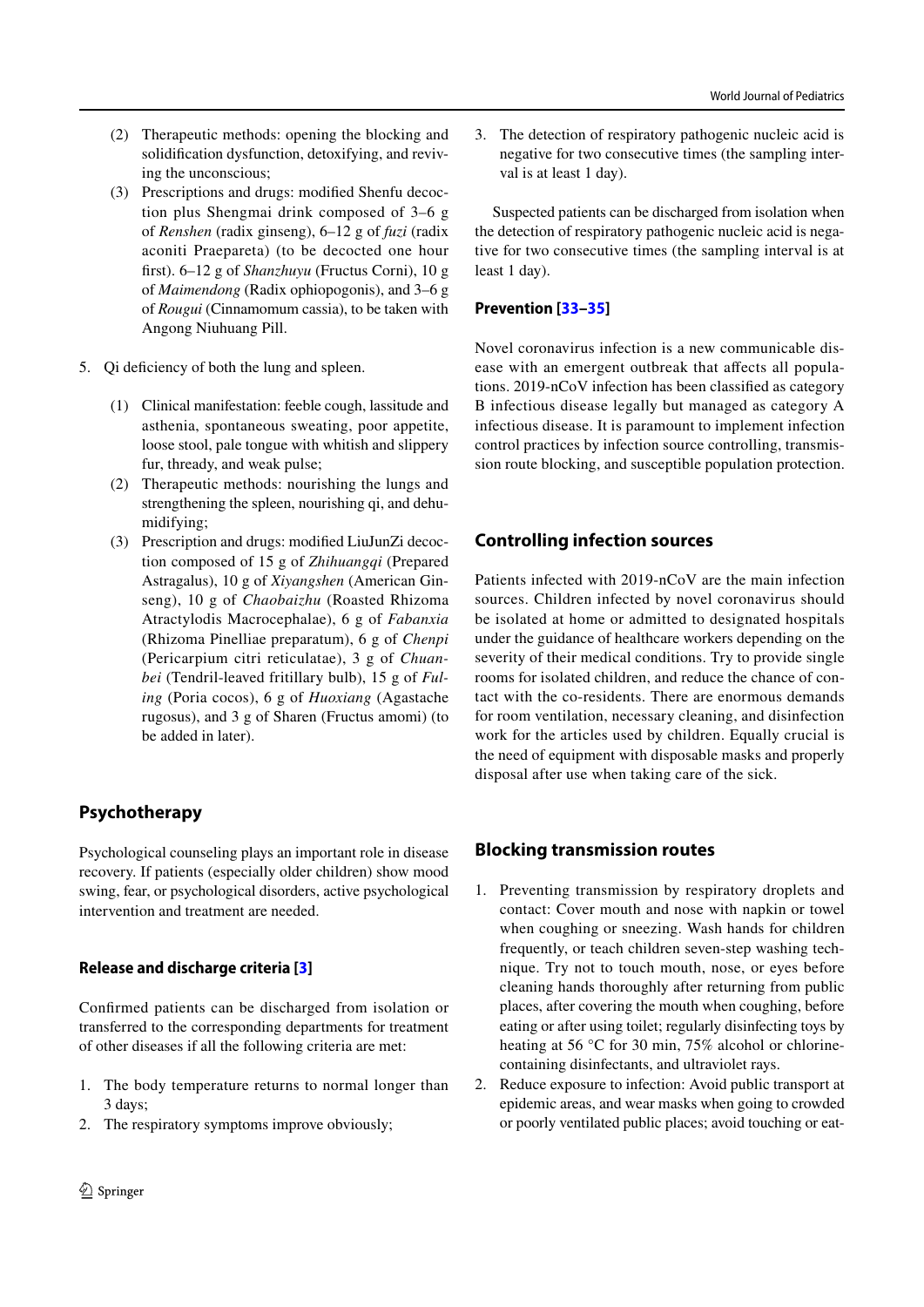(2) Therapeutic methods: opening the blocking and solidification dysfunction, detoxifying, and reviving the unconscious;
(3) Prescriptions and drugs: modified Shenfu decoction plus Shengmai drink composed of 3–6 g of *Renshen* (radix ginseng), 6–12 g of *fuzi* (radix aconiti Praepareta) (to be decocted one hour first). 6–12 g of *Shanzhuyu* (Fructus Corni), 10 g of *Maimendong* (Radix ophiopogonis), and 3–6 g of *Rougui* (Cinnamomum cassia), to be taken with Angong Niuhuang Pill.

5. Qi deficiency of both the lung and spleen.

    (1) Clinical manifestation: feeble cough, lassitude and asthenia, spontaneous sweating, poor appetite, loose stool, pale tongue with whitish and slippery fur, thready, and weak pulse;
    (2) Therapeutic methods: nourishing the lungs and strengthening the spleen, nourishing qi, and dehumidifying;
    (3) Prescription and drugs: modified LiuJunZi decoction composed of 15 g of *Zhihuangqi* (Prepared Astragalus), 10 g of *Xiyangshen* (American Ginseng), 10 g of *Chaobaizhu* (Roasted Rhizoma Atractylodis Macrocephalae), 6 g of *Fabanxia* (Rhizoma Pinelliae preparatum), 6 g of *Chenpi* (Pericarpium citri reticulatae), 3 g of *Chuanbei* (Tendril-leaved fritillary bulb), 15 g of *Fuling* (Poria cocos), 6 g of *Huoxiang* (Agastache rugosus), and 3 g of Sharen (Fructus amomi) (to be added in later).

## Psychotherapy

Psychological counseling plays an important role in disease recovery. If patients (especially older children) show mood swing, fear, or psychological disorders, active psychological intervention and treatment are needed.

### Release and discharge criteria [3]

Confirmed patients can be discharged from isolation or transferred to the corresponding departments for treatment of other diseases if all the following criteria are met:

1. The body temperature returns to normal longer than 3 days;
2. The respiratory symptoms improve obviously;
3. The detection of respiratory pathogenic nucleic acid is negative for two consecutive times (the sampling interval is at least 1 day).

Suspected patients can be discharged from isolation when the detection of respiratory pathogenic nucleic acid is negative for two consecutive times (the sampling interval is at least 1 day).

### Prevention [33–35]

Novel coronavirus infection is a new communicable disease with an emergent outbreak that affects all populations. 2019-nCoV infection has been classified as category B infectious disease legally but managed as category A infectious disease. It is paramount to implement infection control practices by infection source controlling, transmission route blocking, and susceptible population protection.

## Controlling infection sources

Patients infected with 2019-nCoV are the main infection sources. Children infected by novel coronavirus should be isolated at home or admitted to designated hospitals under the guidance of healthcare workers depending on the severity of their medical conditions. Try to provide single rooms for isolated children, and reduce the chance of contact with the co-residents. There are enormous demands for room ventilation, necessary cleaning, and disinfection work for the articles used by children. Equally crucial is the need of equipment with disposable masks and properly disposal after use when taking care of the sick.

## Blocking transmission routes

1. Preventing transmission by respiratory droplets and contact: Cover mouth and nose with napkin or towel when coughing or sneezing. Wash hands for children frequently, or teach children seven-step washing technique. Try not to touch mouth, nose, or eyes before cleaning hands thoroughly after returning from public places, after covering the mouth when coughing, before eating or after using toilet; regularly disinfecting toys by heating at 56 °C for 30 min, 75% alcohol or chlorine-containing disinfectants, and ultraviolet rays.
2. Reduce exposure to infection: Avoid public transport at epidemic areas, and wear masks when going to crowded or poorly ventilated public places; avoid touching or eat-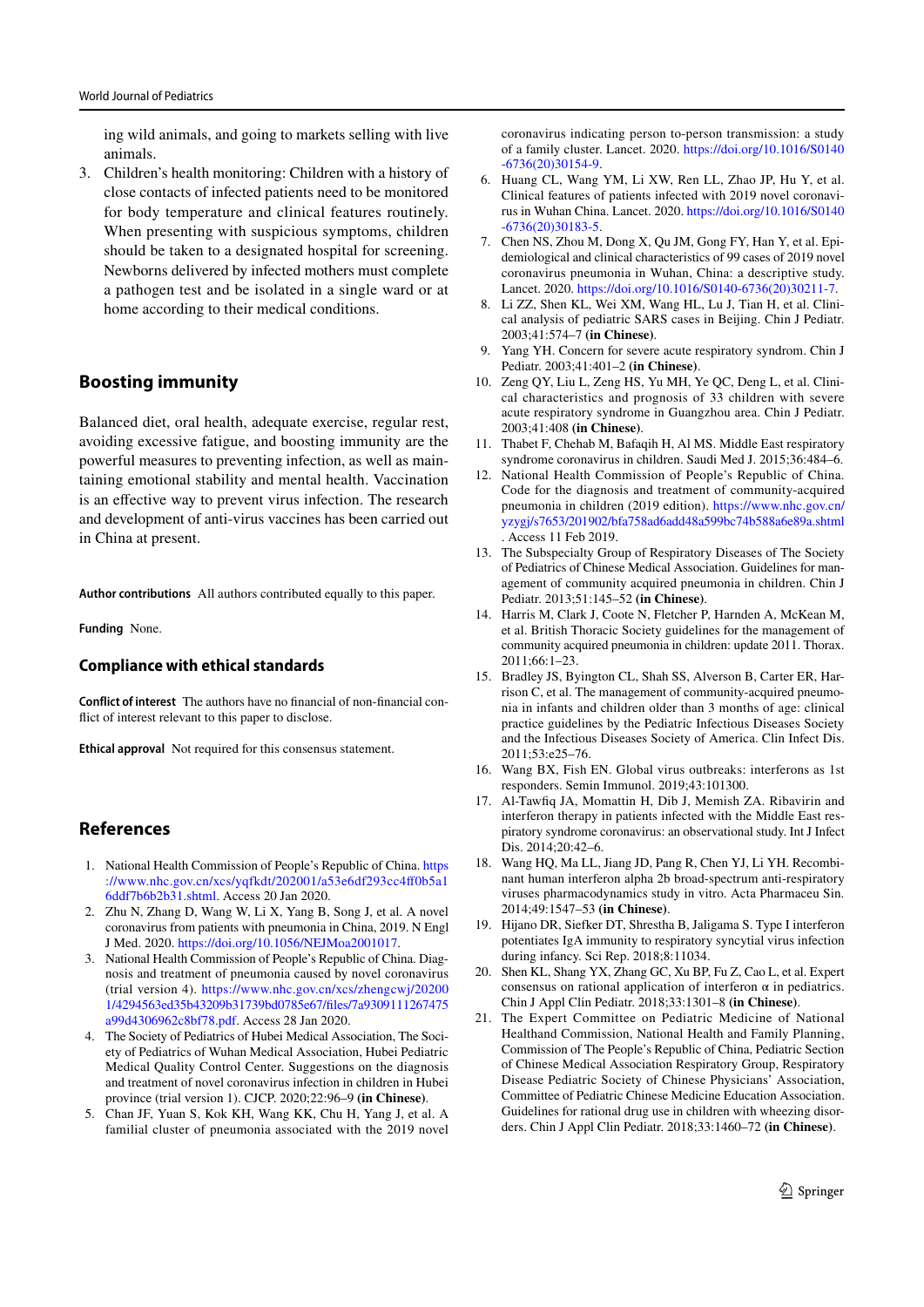ing wild animals, and going to markets selling with live animals.

3. Children's health monitoring: Children with a history of close contacts of infected patients need to be monitored for body temperature and clinical features routinely. When presenting with suspicious symptoms, children should be taken to a designated hospital for screening. Newborns delivered by infected mothers must complete a pathogen test and be isolated in a single ward or at home according to their medical conditions.

## Boosting immunity

Balanced diet, oral health, adequate exercise, regular rest, avoiding excessive fatigue, and boosting immunity are the powerful measures to preventing infection, as well as maintaining emotional stability and mental health. Vaccination is an effective way to prevent virus infection. The research and development of anti-virus vaccines has been carried out in China at present.

**Author contributions** All authors contributed equally to this paper.

**Funding** None.

### Compliance with ethical standards

**Conflict of interest** The authors have no financial of non-financial conflict of interest relevant to this paper to disclose.

**Ethical approval** Not required for this consensus statement.

## References

1. National Health Commission of People's Republic of China. https://www.nhc.gov.cn/xcs/yqfkdt/202001/a53e6df293cc4ff0b5a16ddf7b6b2b31.shtml. Access 20 Jan 2020.
2. Zhu N, Zhang D, Wang W, Li X, Yang B, Song J, et al. A novel coronavirus from patients with pneumonia in China, 2019. N Engl J Med. 2020. https://doi.org/10.1056/NEJMoa2001017.
3. National Health Commission of People's Republic of China. Diagnosis and treatment of pneumonia caused by novel coronavirus (trial version 4). https://www.nhc.gov.cn/xcs/zhengcwj/202001/4294563ed35b43209b31739bd0785e67/files/7a9309111267475a99d4306962c8bf78.pdf. Access 28 Jan 2020.
4. The Society of Pediatrics of Hubei Medical Association, The Society of Pediatrics of Wuhan Medical Association, Hubei Pediatric Medical Quality Control Center. Suggestions on the diagnosis and treatment of novel coronavirus infection in children in Hubei province (trial version 1). CJCP. 2020;22:96–9 **(in Chinese)**.
5. Chan JF, Yuan S, Kok KH, Wang KK, Chu H, Yang J, et al. A familial cluster of pneumonia associated with the 2019 novel coronavirus indicating person to-person transmission: a study of a family cluster. Lancet. 2020. https://doi.org/10.1016/S0140-6736(20)30154-9.
6. Huang CL, Wang YM, Li XW, Ren LL, Zhao JP, Hu Y, et al. Clinical features of patients infected with 2019 novel coronavirus in Wuhan China. Lancet. 2020. https://doi.org/10.1016/S0140-6736(20)30183-5.
7. Chen NS, Zhou M, Dong X, Qu JM, Gong FY, Han Y, et al. Epidemiological and clinical characteristics of 99 cases of 2019 novel coronavirus pneumonia in Wuhan, China: a descriptive study. Lancet. 2020. https://doi.org/10.1016/S0140-6736(20)30211-7.
8. Li ZZ, Shen KL, Wei XM, Wang HL, Lu J, Tian H, et al. Clinical analysis of pediatric SARS cases in Beijing. Chin J Pediatr. 2003;41:574–7 **(in Chinese)**.
9. Yang YH. Concern for severe acute respiratory syndrom. Chin J Pediatr. 2003;41:401–2 **(in Chinese)**.
10. Zeng QY, Liu L, Zeng HS, Yu MH, Ye QC, Deng L, et al. Clinical characteristics and prognosis of 33 children with severe acute respiratory syndrome in Guangzhou area. Chin J Pediatr. 2003;41:408 **(in Chinese)**.
11. Thabet F, Chehab M, Bafaqih H, Al MS. Middle East respiratory syndrome coronavirus in children. Saudi Med J. 2015;36:484–6.
12. National Health Commission of People's Republic of China. Code for the diagnosis and treatment of community-acquired pneumonia in children (2019 edition). https://www.nhc.gov.cn/yzygj/s7653/201902/bfa758ad6add48a599bc74b588a6e89a.shtml. Access 11 Feb 2019.
13. The Subspecialty Group of Respiratory Diseases of The Society of Pediatrics of Chinese Medical Association. Guidelines for management of community acquired pneumonia in children. Chin J Pediatr. 2013;51:145–52 **(in Chinese)**.
14. Harris M, Clark J, Coote N, Fletcher P, Harnden A, McKean M, et al. British Thoracic Society guidelines for the management of community acquired pneumonia in children: update 2011. Thorax. 2011;66:1–23.
15. Bradley JS, Byington CL, Shah SS, Alverson B, Carter ER, Harrison C, et al. The management of community-acquired pneumonia in infants and children older than 3 months of age: clinical practice guidelines by the Pediatric Infectious Diseases Society and the Infectious Diseases Society of America. Clin Infect Dis. 2011;53:e25–76.
16. Wang BX, Fish EN. Global virus outbreaks: interferons as 1st responders. Semin Immunol. 2019;43:101300.
17. Al-Tawfiq JA, Momattin H, Dib J, Memish ZA. Ribavirin and interferon therapy in patients infected with the Middle East respiratory syndrome coronavirus: an observational study. Int J Infect Dis. 2014;20:42–6.
18. Wang HQ, Ma LL, Jiang JD, Pang R, Chen YJ, Li YH. Recombinant human interferon alpha 2b broad-spectrum anti-respiratory viruses pharmacodynamics study in vitro. Acta Pharmaceu Sin. 2014;49:1547–53 **(in Chinese)**.
19. Hijano DR, Siefker DT, Shrestha B, Jaligama S. Type I interferon potentiates IgA immunity to respiratory syncytial virus infection during infancy. Sci Rep. 2018;8:11034.
20. Shen KL, Shang YX, Zhang GC, Xu BP, Fu Z, Cao L, et al. Expert consensus on rational application of interferon α in pediatrics. Chin J Appl Clin Pediatr. 2018;33:1301–8 **(in Chinese)**.
21. The Expert Committee on Pediatric Medicine of National Healthand Commission, National Health and Family Planning, Commission of The People's Republic of China, Pediatric Section of Chinese Medical Association Respiratory Group, Respiratory Disease Pediatric Society of Chinese Physicians' Association, Committee of Pediatric Chinese Medicine Education Association. Guidelines for rational drug use in children with wheezing disorders. Chin J Appl Clin Pediatr. 2018;33:1460–72 **(in Chinese)**.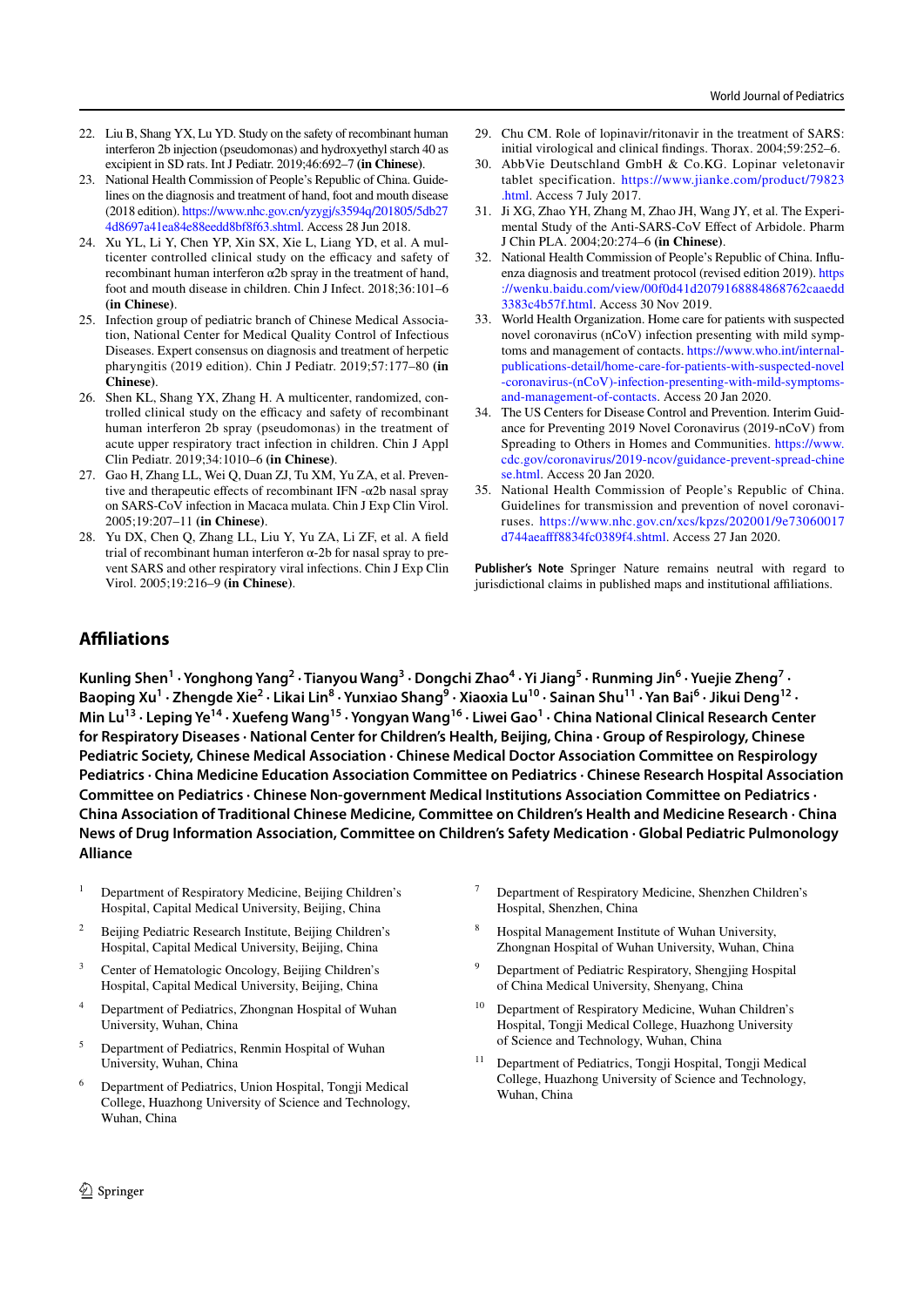22. Liu B, Shang YX, Lu YD. Study on the safety of recombinant human interferon 2b injection (pseudomonas) and hydroxyethyl starch 40 as excipient in SD rats. Int J Pediatr. 2019;46:692–7 **(in Chinese)**.
23. National Health Commission of People's Republic of China. Guidelines on the diagnosis and treatment of hand, foot and mouth disease (2018 edition). https://www.nhc.gov.cn/yzygj/s3594q/201805/5db274d8697a41ea84e88eedd8bf8f63.shtml. Access 28 Jun 2018.
24. Xu YL, Li Y, Chen YP, Xin SX, Xie L, Liang YD, et al. A multicenter controlled clinical study on the efficacy and safety of recombinant human interferon α2b spray in the treatment of hand, foot and mouth disease in children. Chin J Infect. 2018;36:101–6 **(in Chinese)**.
25. Infection group of pediatric branch of Chinese Medical Association, National Center for Medical Quality Control of Infectious Diseases. Expert consensus on diagnosis and treatment of herpetic pharyngitis (2019 edition). Chin J Pediatr. 2019;57:177–80 **(in Chinese)**.
26. Shen KL, Shang YX, Zhang H. A multicenter, randomized, controlled clinical study on the efficacy and safety of recombinant human interferon 2b spray (pseudomonas) in the treatment of acute upper respiratory tract infection in children. Chin J Appl Clin Pediatr. 2019;34:1010–6 **(in Chinese)**.
27. Gao H, Zhang LL, Wei Q, Duan ZJ, Tu XM, Yu ZA, et al. Preventive and therapeutic effects of recombinant IFN -α2b nasal spray on SARS-CoV infection in Macaca mulata. Chin J Exp Clin Virol. 2005;19:207–11 **(in Chinese)**.
28. Yu DX, Chen Q, Zhang LL, Liu Y, Yu ZA, Li ZF, et al. A field trial of recombinant human interferon α-2b for nasal spray to prevent SARS and other respiratory viral infections. Chin J Exp Clin Virol. 2005;19:216–9 **(in Chinese)**.
29. Chu CM. Role of lopinavir/ritonavir in the treatment of SARS: initial virological and clinical findings. Thorax. 2004;59:252–6.
30. AbbVie Deutschland GmbH & Co.KG. Lopinar veletonavir tablet specification. https://www.jianke.com/product/79823.html. Access 7 July 2017.
31. Ji XG, Zhao YH, Zhang M, Zhao JH, Wang JY, et al. The Experimental Study of the Anti-SARS-CoV Effect of Arbidole. Pharm J Chin PLA. 2004;20:274–6 **(in Chinese)**.
32. National Health Commission of People's Republic of China. Influenza diagnosis and treatment protocol (revised edition 2019). https://wenku.baidu.com/view/00f0d41d20791688884868762caaedd3383c4b57f.html. Access 30 Nov 2019.
33. World Health Organization. Home care for patients with suspected novel coronavirus (nCoV) infection presenting with mild symptoms and management of contacts. https://www.who.int/internal-publications-detail/home-care-for-patients-with-suspected-novel-coronavirus-(nCoV)-infection-presenting-with-mild-symptoms-and-management-of-contacts. Access 20 Jan 2020.
34. The US Centers for Disease Control and Prevention. Interim Guidance for Preventing 2019 Novel Coronavirus (2019-nCoV) from Spreading to Others in Homes and Communities. https://www.cdc.gov/coronavirus/2019-ncov/guidance-prevent-spread-chinese.html. Access 20 Jan 2020.
35. National Health Commission of People's Republic of China. Guidelines for transmission and prevention of novel coronaviruses. https://www.nhc.gov.cn/xcs/kpzs/202001/9e73060017d744aeafff8834fc0389f4.shtml. Access 27 Jan 2020.

**Publisher's Note** Springer Nature remains neutral with regard to jurisdictional claims in published maps and institutional affiliations.

## Affiliations

**Kunling Shen[1] · Yonghong Yang[2] · Tianyou Wang[3] · Dongchi Zhao[4] · Yi Jiang[5] · Runming Jin[6] · Yuejie Zheng[7] · Baoping Xu[1] · Zhengde Xie[2] · Likai Lin[8] · Yunxiao Shang[9] · Xiaoxia Lu[10] · Sainan Shu[11] · Yan Bai[6] · Jikui Deng[12] · Min Lu[13] · Leping Ye[14] · Xuefeng Wang[15] · Yongyan Wang[16] · Liwei Gao[1] · China National Clinical Research Center for Respiratory Diseases · National Center for Children's Health, Beijing, China · Group of Respirology, Chinese Pediatric Society, Chinese Medical Association · Chinese Medical Doctor Association Committee on Respirology Pediatrics · China Medicine Education Association Committee on Pediatrics · Chinese Research Hospital Association Committee on Pediatrics · Chinese Non-government Medical Institutions Association Committee on Pediatrics · China Association of Traditional Chinese Medicine, Committee on Children's Health and Medicine Research · China News of Drug Information Association, Committee on Children's Safety Medication · Global Pediatric Pulmonology Alliance**

[1] Department of Respiratory Medicine, Beijing Children's Hospital, Capital Medical University, Beijing, China

[2] Beijing Pediatric Research Institute, Beijing Children's Hospital, Capital Medical University, Beijing, China

[3] Center of Hematologic Oncology, Beijing Children's Hospital, Capital Medical University, Beijing, China

[4] Department of Pediatrics, Zhongnan Hospital of Wuhan University, Wuhan, China

[5] Department of Pediatrics, Renmin Hospital of Wuhan University, Wuhan, China

[6] Department of Pediatrics, Union Hospital, Tongji Medical College, Huazhong University of Science and Technology, Wuhan, China

[7] Department of Respiratory Medicine, Shenzhen Children's Hospital, Shenzhen, China

[8] Hospital Management Institute of Wuhan University, Zhongnan Hospital of Wuhan University, Wuhan, China

[9] Department of Pediatric Respiratory, Shengjing Hospital of China Medical University, Shenyang, China

[10] Department of Respiratory Medicine, Wuhan Children's Hospital, Tongji Medical College, Huazhong University of Science and Technology, Wuhan, China

[11] Department of Pediatrics, Tongji Hospital, Tongji Medical College, Huazhong University of Science and Technology, Wuhan, China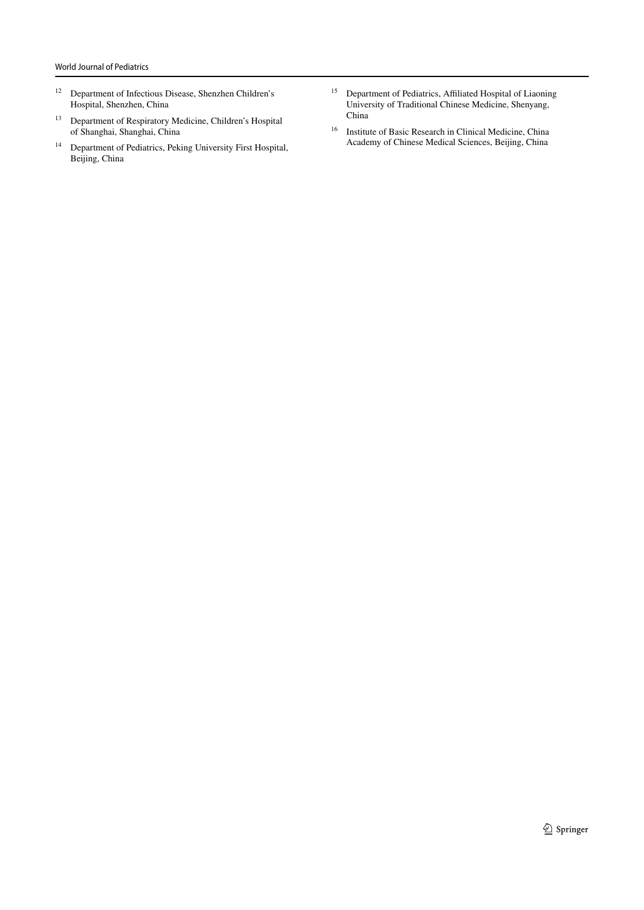[12] Department of Infectious Disease, Shenzhen Children's Hospital, Shenzhen, China

[13] Department of Respiratory Medicine, Children's Hospital of Shanghai, Shanghai, China

[14] Department of Pediatrics, Peking University First Hospital, Beijing, China

[15] Department of Pediatrics, Affiliated Hospital of Liaoning University of Traditional Chinese Medicine, Shenyang, China

[16] Institute of Basic Research in Clinical Medicine, China Academy of Chinese Medical Sciences, Beijing, China